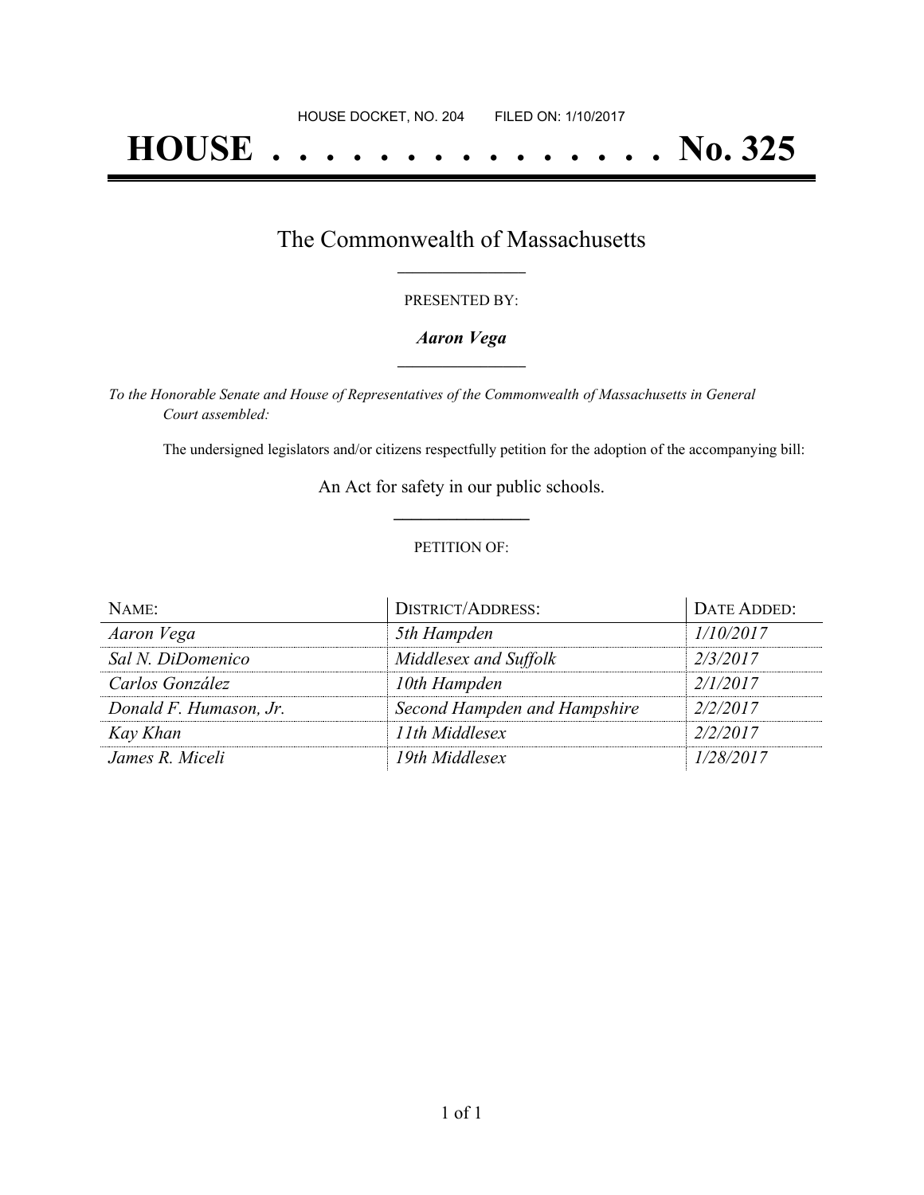HOUSE DOCKET, NO. 204        FILED ON: 1/10/2017

# HOUSE . . . . . . . . . . . . . . . No. 325

## The Commonwealth of Massachusetts

PRESENTED BY:

***Aaron Vega***

*To the Honorable Senate and House of Representatives of the Commonwealth of Massachusetts in General Court assembled:*

The undersigned legislators and/or citizens respectfully petition for the adoption of the accompanying bill:

An Act for safety in our public schools.

PETITION OF:

| NAME: | DISTRICT/ADDRESS: | DATE ADDED: |
| --- | --- | --- |
| *Aaron Vega* | *5th Hampden* | *1/10/2017* |
| *Sal N. DiDomenico* | *Middlesex and Suffolk* | *2/3/2017* |
| *Carlos González* | *10th Hampden* | *2/1/2017* |
| *Donald F. Humason, Jr.* | *Second Hampden and Hampshire* | *2/2/2017* |
| *Kay Khan* | *11th Middlesex* | *2/2/2017* |
| *James R. Miceli* | *19th Middlesex* | *1/28/2017* |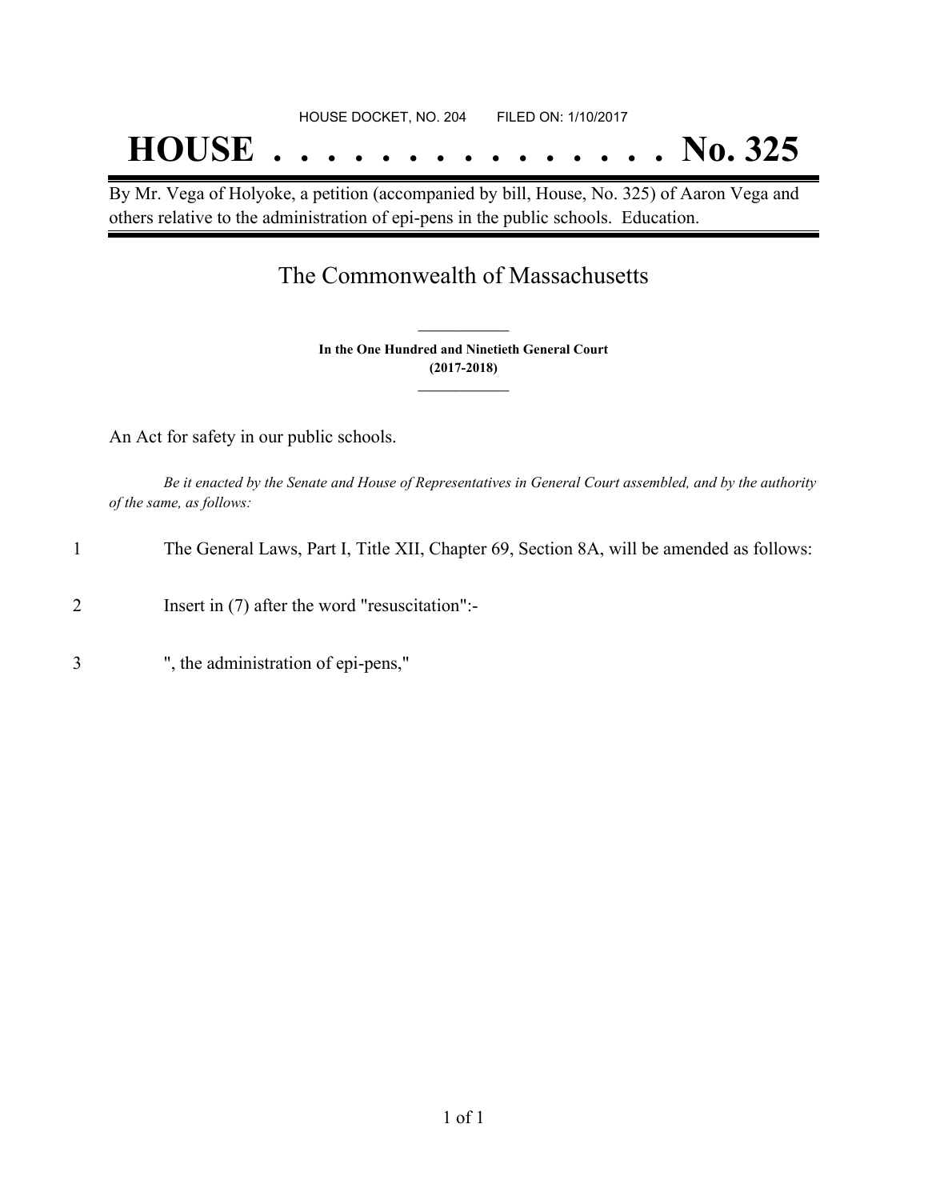HOUSE DOCKET, NO. 204        FILED ON: 1/10/2017

# HOUSE . . . . . . . . . . . . . . . No. 325

By Mr. Vega of Holyoke, a petition (accompanied by bill, House, No. 325) of Aaron Vega and others relative to the administration of epi-pens in the public schools. Education.

## The Commonwealth of Massachusetts

**In the One Hundred and Ninetieth General Court (2017-2018)**

An Act for safety in our public schools.

*Be it enacted by the Senate and House of Representatives in General Court assembled, and by the authority of the same, as follows:*

1 The General Laws, Part I, Title XII, Chapter 69, Section 8A, will be amended as follows:

2 Insert in (7) after the word "resuscitation":-

3 ", the administration of epi-pens,"